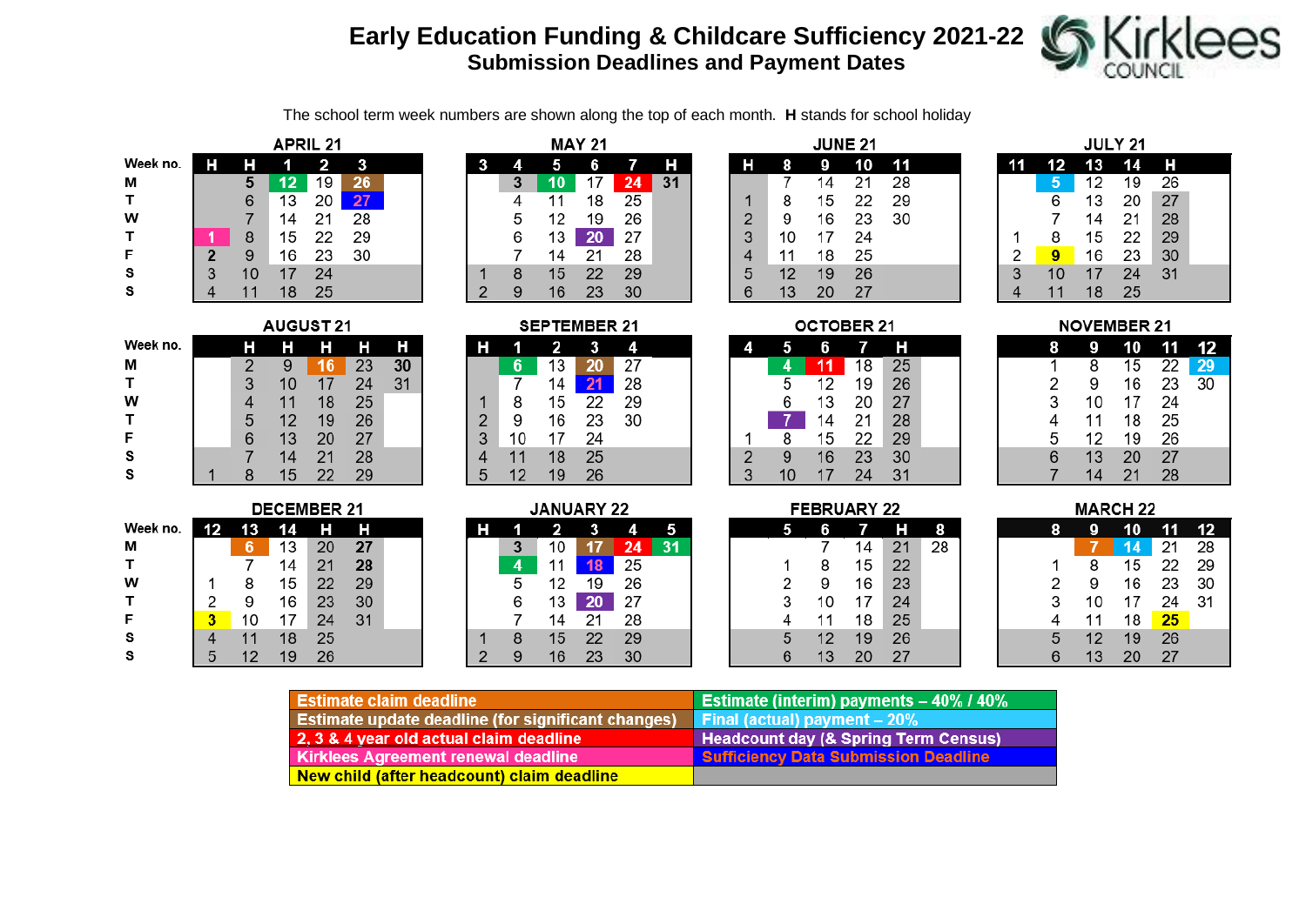# Early Education Funding & Childcare Sufficiency 2021-22

## Submission Deadlines and Payment Dates

The school term week numbers are shown along the top of each month. **H** stands for school holiday

### APRIL 21

| Week no. | H | H | 1 | 2 | 3 |
|---|---|---|---|---|---|
| M | | 5 | **12** | 19 | **26** |
| T | | 6 | 13 | 20 | **27** |
| W | | 7 | 14 | 21 | 28 |
| T | **1** | 8 | 15 | 22 | 29 |
| F | 2 | 9 | 16 | 23 | 30 |
| S | 3 | 10 | 17 | 24 | |
| S | 4 | 11 | 18 | 25 | |

### MAY 21

| Week no. | 3 | 4 | 5 | 6 | 7 | H |
|---|---|---|---|---|---|---|
| M | | 3 | **10** | 17 | **24** | 31 |
| T | | 4 | 11 | 18 | 25 | |
| W | | 5 | 12 | 19 | 26 | |
| T | | 6 | 13 | **20** | 27 | |
| F | | 7 | 14 | 21 | 28 | |
| S | 1 | 8 | 15 | 22 | 29 | |
| S | 2 | 9 | 16 | 23 | 30 | |

### JUNE 21

| Week no. | H | 8 | 9 | 10 | 11 |
|---|---|---|---|---|---|
| M | | 7 | 14 | 21 | 28 |
| T | 1 | 8 | 15 | 22 | 29 |
| W | 2 | 9 | 16 | 23 | 30 |
| T | 3 | 10 | 17 | 24 | |
| F | 4 | 11 | 18 | 25 | |
| S | 5 | 12 | 19 | 26 | |
| S | 6 | 13 | 20 | 27 | |

### JULY 21

| Week no. | 11 | 12 | 13 | 14 | H |
|---|---|---|---|---|---|
| M | | **5** | 12 | 19 | 26 |
| T | | 6 | 13 | 20 | 27 |
| W | | 7 | 14 | 21 | 28 |
| T | 1 | 8 | 15 | 22 | 29 |
| F | 2 | **9** | 16 | 23 | 30 |
| S | 3 | 10 | 17 | 24 | 31 |
| S | 4 | 11 | 18 | 25 | |

### AUGUST 21

| Week no. | | H | H | H | H | H |
|---|---|---|---|---|---|---|
| M | | 2 | 9 | **16** | 23 | 30 |
| T | | 3 | 10 | 17 | 24 | 31 |
| W | | 4 | 11 | 18 | 25 | |
| T | | 5 | 12 | 19 | 26 | |
| F | | 6 | 13 | 20 | 27 | |
| S | | 7 | 14 | 21 | 28 | |
| S | 1 | 8 | 15 | 22 | 29 | |

### SEPTEMBER 21

| Week no. | H | 1 | 2 | 3 | 4 |
|---|---|---|---|---|---|
| M | | **6** | 13 | **20** | 27 |
| T | | 7 | 14 | **21** | 28 |
| W | 1 | 8 | 15 | 22 | 29 |
| T | 2 | 9 | 16 | 23 | 30 |
| F | 3 | 10 | 17 | 24 | |
| S | 4 | 11 | 18 | 25 | |
| S | 5 | 12 | 19 | 26 | |

### OCTOBER 21

| Week no. | 4 | 5 | 6 | 7 | H |
|---|---|---|---|---|---|
| M | | **4** | **11** | 18 | 25 |
| T | | 5 | 12 | 19 | 26 |
| W | | 6 | 13 | 20 | 27 |
| T | | **7** | 14 | 21 | 28 |
| F | 1 | 8 | 15 | 22 | 29 |
| S | 2 | 9 | 16 | 23 | 30 |
| S | 3 | 10 | 17 | 24 | 31 |

### NOVEMBER 21

| Week no. | | 8 | 9 | 10 | 11 | 12 |
|---|---|---|---|---|---|---|
| M | | 1 | 8 | 15 | 22 | **29** |
| T | | 2 | 9 | 16 | 23 | 30 |
| W | | 3 | 10 | 17 | 24 | |
| T | | 4 | 11 | 18 | 25 | |
| F | | 5 | 12 | 19 | 26 | |
| S | | 6 | 13 | 20 | 27 | |
| S | | 7 | 14 | 21 | 28 | |

### DECEMBER 21

| Week no. | 12 | 13 | 14 | H | H |
|---|---|---|---|---|---|
| M | | **6** | 13 | 20 | 27 |
| T | | 7 | 14 | 21 | 28 |
| W | 1 | 8 | 15 | 22 | 29 |
| T | 2 | 9 | 16 | 23 | 30 |
| F | **3** | 10 | 17 | 24 | 31 |
| S | 4 | 11 | 18 | 25 | |
| S | 5 | 12 | 19 | 26 | |

### JANUARY 22

| Week no. | H | 1 | 2 | 3 | 4 | 5 |
|---|---|---|---|---|---|---|
| M | | 3 | 10 | **17** | **24** | **31** |
| T | | **4** | 11 | **18** | 25 | |
| W | | 5 | 12 | 19 | 26 | |
| T | | 6 | 13 | **20** | 27 | |
| F | | 7 | 14 | 21 | 28 | |
| S | 1 | 8 | 15 | 22 | 29 | |
| S | 2 | 9 | 16 | 23 | 30 | |

### FEBRUARY 22

| Week no. | | 5 | 6 | 7 | H | 8 |
|---|---|---|---|---|---|---|
| M | | | 7 | 14 | 21 | 28 |
| T | | 1 | 8 | 15 | 22 | |
| W | | 2 | 9 | 16 | 23 | |
| T | | 3 | 10 | 17 | 24 | |
| F | | 4 | 11 | 18 | 25 | |
| S | | 5 | 12 | 19 | 26 | |
| S | | 6 | 13 | 20 | 27 | |

### MARCH 22

| Week no. | | 8 | 9 | 10 | 11 | 12 |
|---|---|---|---|---|---|---|
| M | | | **7** | **14** | 21 | 28 |
| T | | 1 | 8 | 15 | 22 | 29 |
| W | | 2 | 9 | 16 | 23 | 30 |
| T | | 3 | 10 | 17 | 24 | 31 |
| F | | 4 | 11 | 18 | **25** | |
| S | | 5 | 12 | 19 | 26 | |
| S | | 6 | 13 | 20 | 27 | |

| Key | Key |
|---|---|
| Estimate claim deadline | Estimate (interim) payments – 40% / 40% |
| Estimate update deadline (for significant changes) | Final (actual) payment – 20% |
| 2, 3 & 4 year old actual claim deadline | Headcount day (& Spring Term Census) |
| Kirklees Agreement renewal deadline | Sufficiency Data Submission Deadline |
| New child (after headcount) claim deadline | |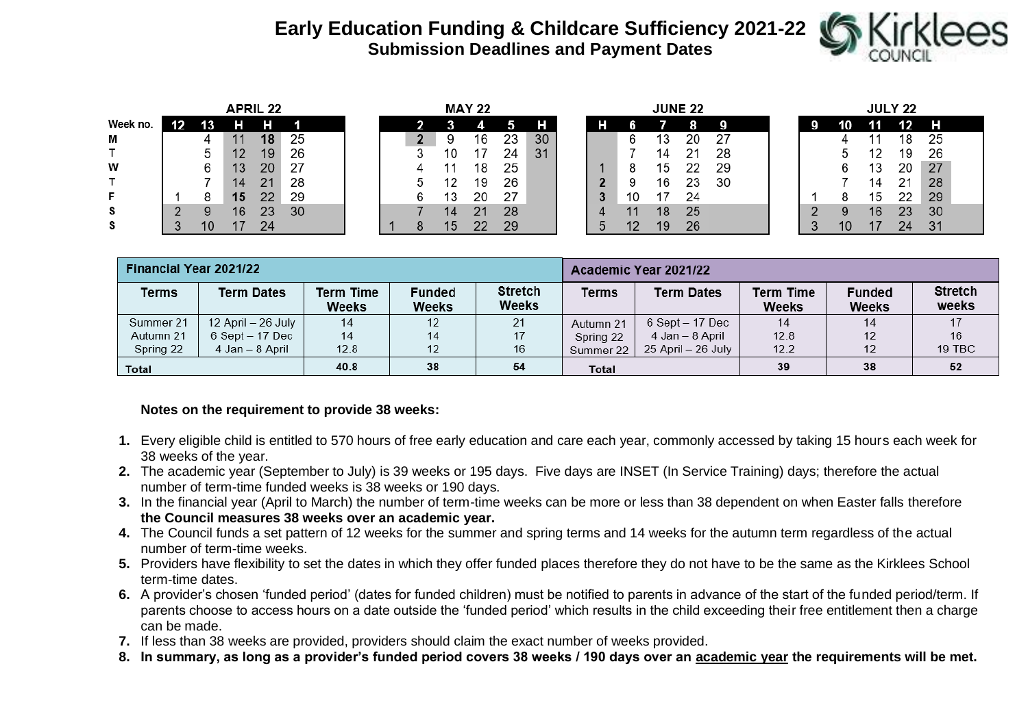# Early Education Funding & Childcare Sufficiency 2021-22

## Submission Deadlines and Payment Dates

**APRIL 22**

| Week no. | 12 | 13 | H | H | 1 |
|---|---|---|---|---|---|
| M | | 4 | 11 | 18 | 25 |
| T | | 5 | 12 | 19 | 26 |
| W | | 6 | 13 | 20 | 27 |
| T | | 7 | 14 | 21 | 28 |
| F | 1 | 8 | 15 | 22 | 29 |
| S | 2 | 9 | 16 | 23 | 30 |
| S | 3 | 10 | 17 | 24 | |

**MAY 22**

| Week no. | | 2 | 3 | 4 | 5 | H |
|---|---|---|---|---|---|---|
| M | | 2 | 9 | 16 | 23 | 30 |
| T | | 3 | 10 | 17 | 24 | 31 |
| W | | 4 | 11 | 18 | 25 | |
| T | | 5 | 12 | 19 | 26 | |
| F | | 6 | 13 | 20 | 27 | |
| S | | 7 | 14 | 21 | 28 | |
| S | 1 | 8 | 15 | 22 | 29 | |

**JUNE 22**

| Week no. | H | 6 | 7 | 8 | 9 |
|---|---|---|---|---|---|
| M | | 6 | 13 | 20 | 27 |
| T | | 7 | 14 | 21 | 28 |
| W | 1 | 8 | 15 | 22 | 29 |
| T | 2 | 9 | 16 | 23 | 30 |
| F | 3 | 10 | 17 | 24 | |
| S | 4 | 11 | 18 | 25 | |
| S | 5 | 12 | 19 | 26 | |

**JULY 22**

| Week no. | 9 | 10 | 11 | 12 | H |
|---|---|---|---|---|---|
| M | | 4 | 11 | 18 | 25 |
| T | | 5 | 12 | 19 | 26 |
| W | | 6 | 13 | 20 | 27 |
| T | | 7 | 14 | 21 | 28 |
| F | 1 | 8 | 15 | 22 | 29 |
| S | 2 | 9 | 16 | 23 | 30 |
| S | 3 | 10 | 17 | 24 | 31 |

| Financial Year 2021/22 | | | | | Academic Year 2021/22 | | | | |
|---|---|---|---|---|---|---|---|---|---|
| Terms | Term Dates | Term Time Weeks | Funded Weeks | Stretch Weeks | Terms | Term Dates | Term Time Weeks | Funded Weeks | Stretch weeks |
| Summer 21 | 12 April – 26 July | 14 | 12 | 21 | Autumn 21 | 6 Sept – 17 Dec | 14 | 14 | 17 |
| Autumn 21 | 6 Sept – 17 Dec | 14 | 14 | 17 | Spring 22 | 4 Jan – 8 April | 12.8 | 12 | 16 |
| Spring 22 | 4 Jan – 8 April | 12.8 | 12 | 16 | Summer 22 | 25 April – 26 July | 12.2 | 12 | 19 TBC |
| Total | | 40.8 | 38 | 54 | Total | | 39 | 38 | 52 |

**Notes on the requirement to provide 38 weeks:**

1. Every eligible child is entitled to 570 hours of free early education and care each year, commonly accessed by taking 15 hours each week for 38 weeks of the year.
2. The academic year (September to July) is 39 weeks or 195 days. Five days are INSET (In Service Training) days; therefore the actual number of term-time funded weeks is 38 weeks or 190 days.
3. In the financial year (April to March) the number of term-time weeks can be more or less than 38 dependent on when Easter falls therefore **the Council measures 38 weeks over an academic year.**
4. The Council funds a set pattern of 12 weeks for the summer and spring terms and 14 weeks for the autumn term regardless of the actual number of term-time weeks.
5. Providers have flexibility to set the dates in which they offer funded places therefore they do not have to be the same as the Kirklees School term-time dates.
6. A provider's chosen 'funded period' (dates for funded children) must be notified to parents in advance of the start of the funded period/term. If parents choose to access hours on a date outside the 'funded period' which results in the child exceeding their free entitlement then a charge can be made.
7. If less than 38 weeks are provided, providers should claim the exact number of weeks provided.
8. **In summary, as long as a provider's funded period covers 38 weeks / 190 days over an academic year the requirements will be met.**